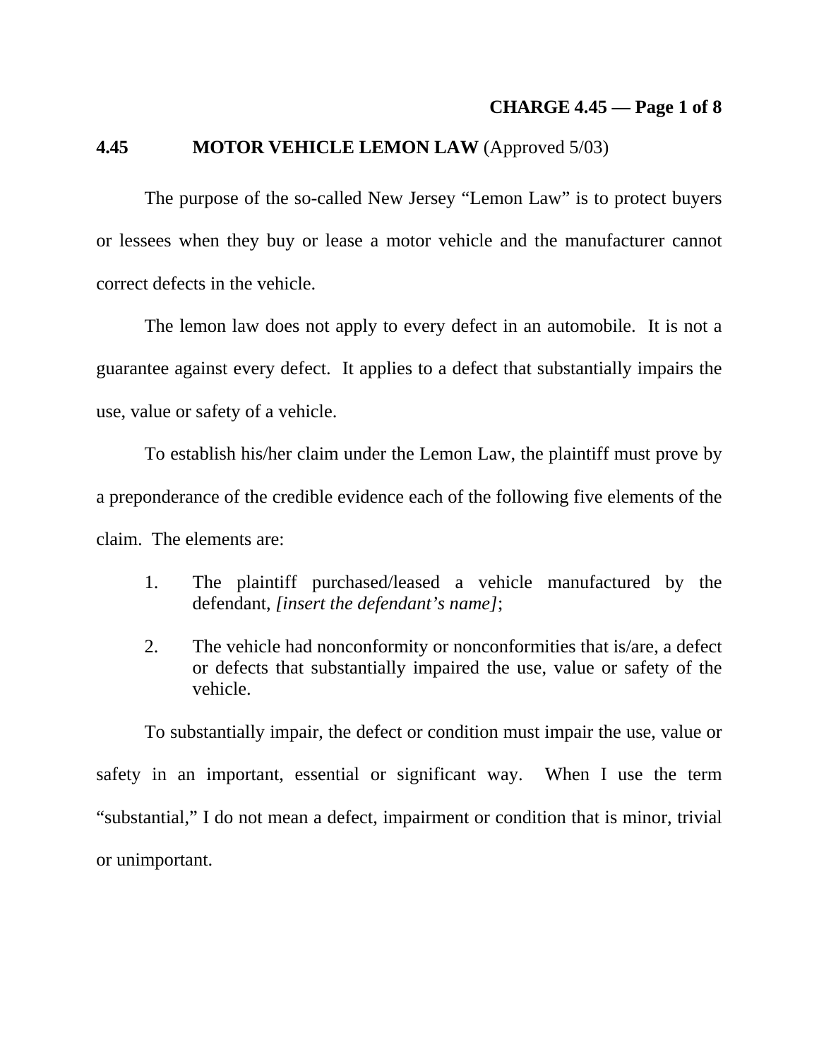## 4.45 MOTOR VEHICLE LEMON LAW (Approved 5/03)

The purpose of the so-called New Jersey "Lemon Law" is to protect buyers or lessees when they buy or lease a motor vehicle and the manufacturer cannot correct defects in the vehicle.

The lemon law does not apply to every defect in an automobile. It is not a guarantee against every defect. It applies to a defect that substantially impairs the use, value or safety of a vehicle.

To establish his/her claim under the Lemon Law, the plaintiff must prove by a preponderance of the credible evidence each of the following five elements of the claim. The elements are:

1. The plaintiff purchased/leased a vehicle manufactured by the defendant, *[insert the defendant's name]*;

2. The vehicle had nonconformity or nonconformities that is/are, a defect or defects that substantially impaired the use, value or safety of the vehicle.

To substantially impair, the defect or condition must impair the use, value or safety in an important, essential or significant way. When I use the term "substantial," I do not mean a defect, impairment or condition that is minor, trivial or unimportant.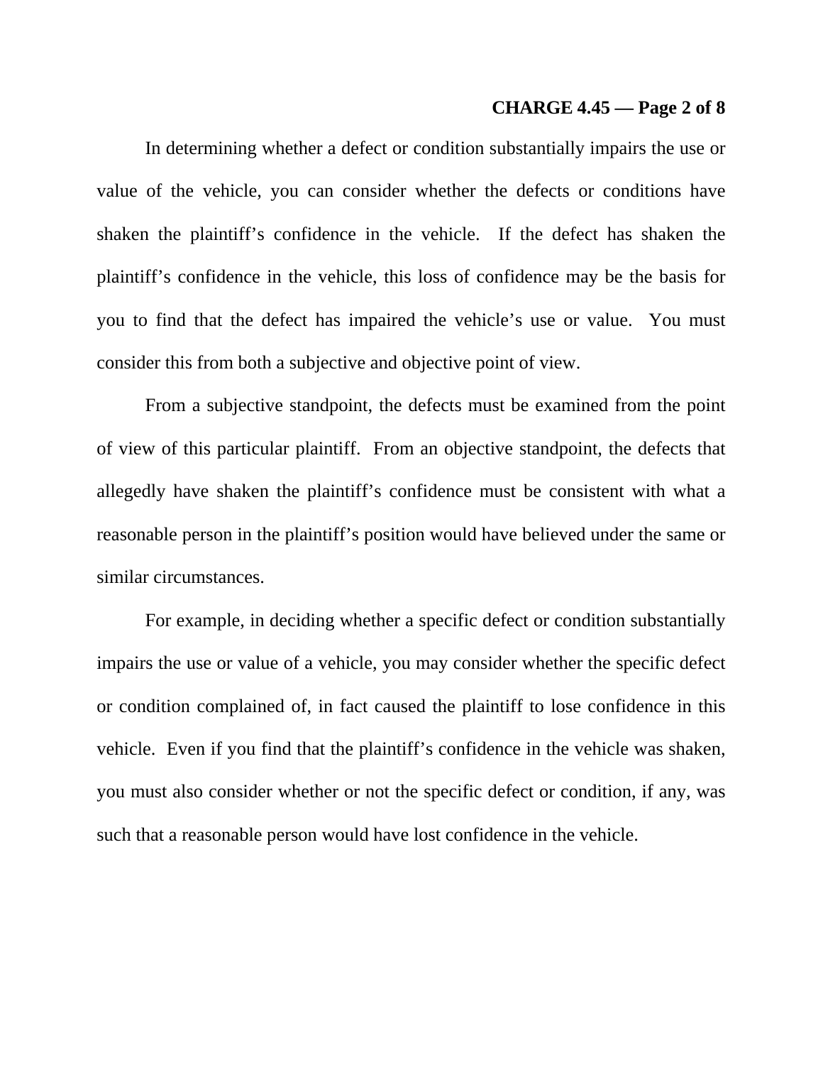In determining whether a defect or condition substantially impairs the use or value of the vehicle, you can consider whether the defects or conditions have shaken the plaintiff's confidence in the vehicle. If the defect has shaken the plaintiff's confidence in the vehicle, this loss of confidence may be the basis for you to find that the defect has impaired the vehicle's use or value. You must consider this from both a subjective and objective point of view.

From a subjective standpoint, the defects must be examined from the point of view of this particular plaintiff. From an objective standpoint, the defects that allegedly have shaken the plaintiff's confidence must be consistent with what a reasonable person in the plaintiff's position would have believed under the same or similar circumstances.

For example, in deciding whether a specific defect or condition substantially impairs the use or value of a vehicle, you may consider whether the specific defect or condition complained of, in fact caused the plaintiff to lose confidence in this vehicle. Even if you find that the plaintiff's confidence in the vehicle was shaken, you must also consider whether or not the specific defect or condition, if any, was such that a reasonable person would have lost confidence in the vehicle.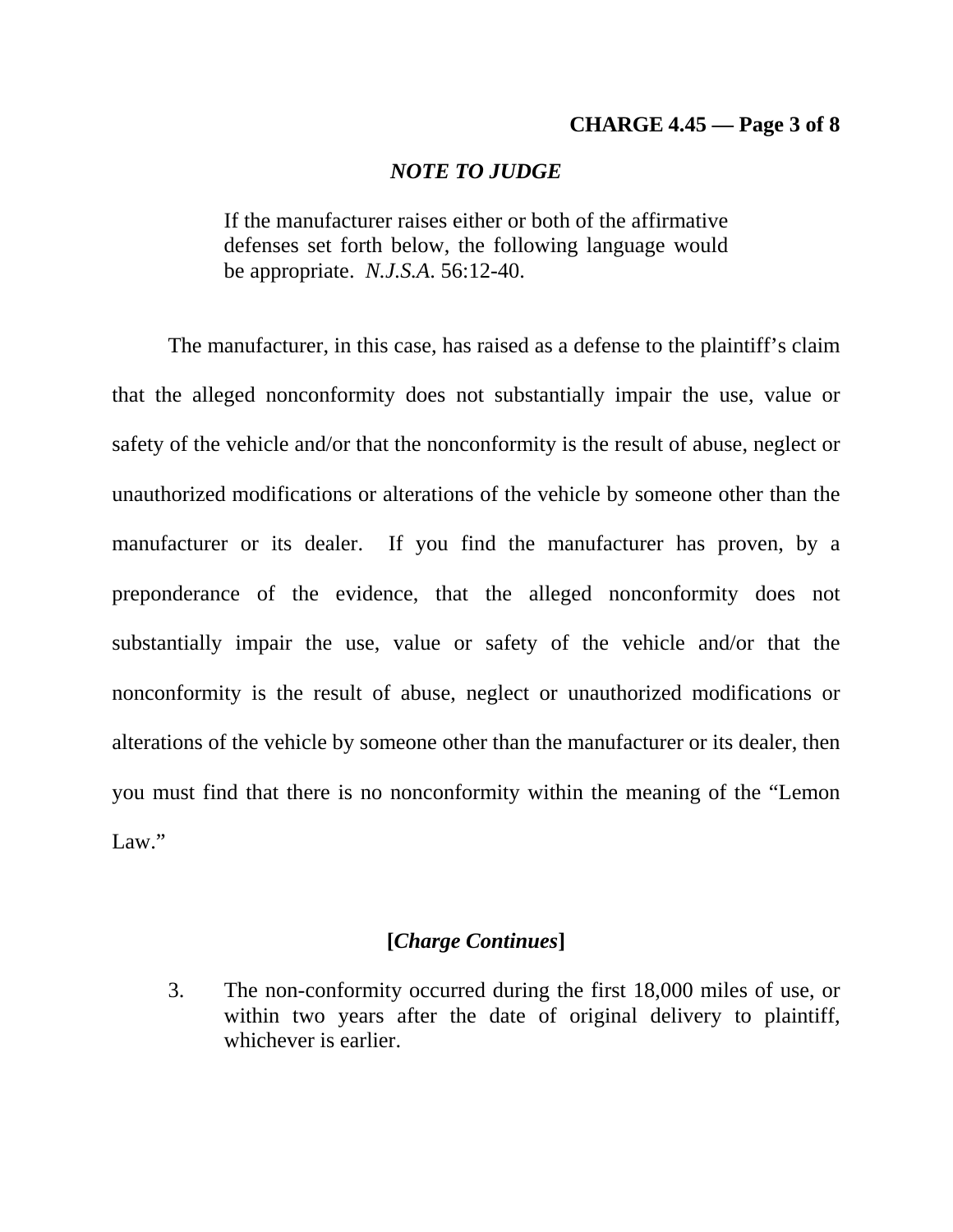### *NOTE TO JUDGE*

> If the manufacturer raises either or both of the affirmative defenses set forth below, the following language would be appropriate. *N.J.S.A.* 56:12-40.

The manufacturer, in this case, has raised as a defense to the plaintiff's claim that the alleged nonconformity does not substantially impair the use, value or safety of the vehicle and/or that the nonconformity is the result of abuse, neglect or unauthorized modifications or alterations of the vehicle by someone other than the manufacturer or its dealer. If you find the manufacturer has proven, by a preponderance of the evidence, that the alleged nonconformity does not substantially impair the use, value or safety of the vehicle and/or that the nonconformity is the result of abuse, neglect or unauthorized modifications or alterations of the vehicle by someone other than the manufacturer or its dealer, then you must find that there is no nonconformity within the meaning of the "Lemon Law."

**[*Charge Continues*]**

3. The non-conformity occurred during the first 18,000 miles of use, or within two years after the date of original delivery to plaintiff, whichever is earlier.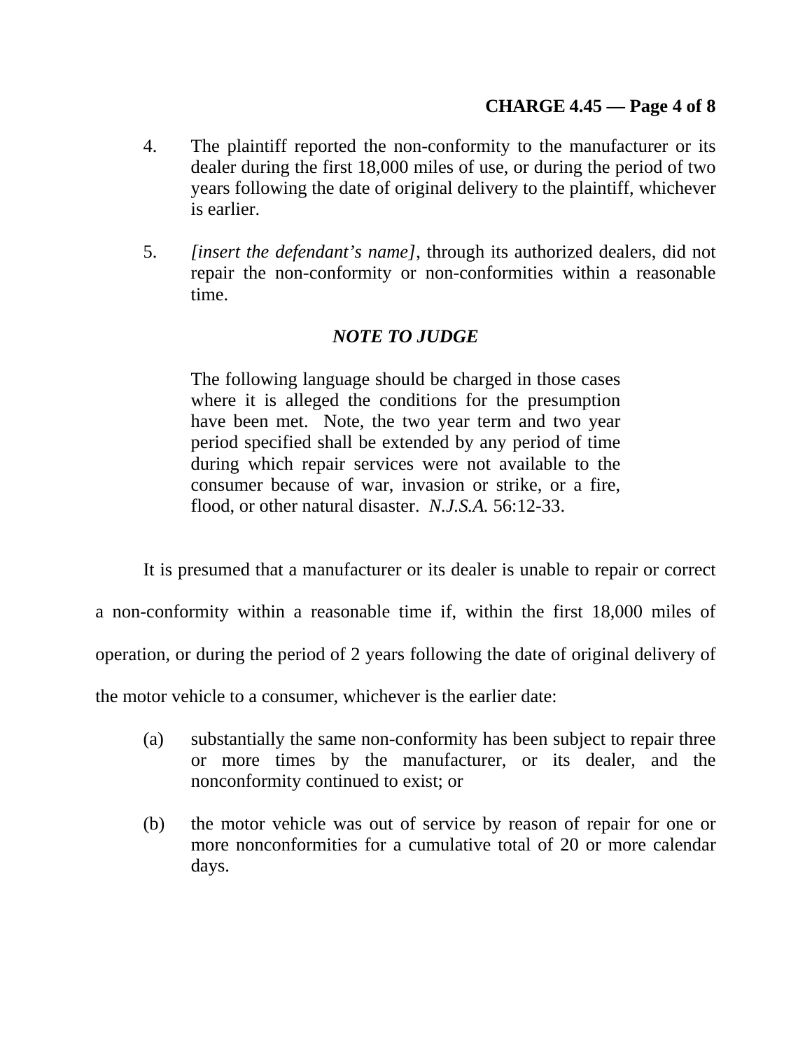4. The plaintiff reported the non-conformity to the manufacturer or its dealer during the first 18,000 miles of use, or during the period of two years following the date of original delivery to the plaintiff, whichever is earlier.

5. *[insert the defendant's name],* through its authorized dealers, did not repair the non-conformity or non-conformities within a reasonable time.

### *NOTE TO JUDGE*

> The following language should be charged in those cases where it is alleged the conditions for the presumption have been met. Note, the two year term and two year period specified shall be extended by any period of time during which repair services were not available to the consumer because of war, invasion or strike, or a fire, flood, or other natural disaster. *N.J.S.A.* 56:12-33.

It is presumed that a manufacturer or its dealer is unable to repair or correct a non-conformity within a reasonable time if, within the first 18,000 miles of operation, or during the period of 2 years following the date of original delivery of the motor vehicle to a consumer, whichever is the earlier date:

(a) substantially the same non-conformity has been subject to repair three or more times by the manufacturer, or its dealer, and the nonconformity continued to exist; or

(b) the motor vehicle was out of service by reason of repair for one or more nonconformities for a cumulative total of 20 or more calendar days.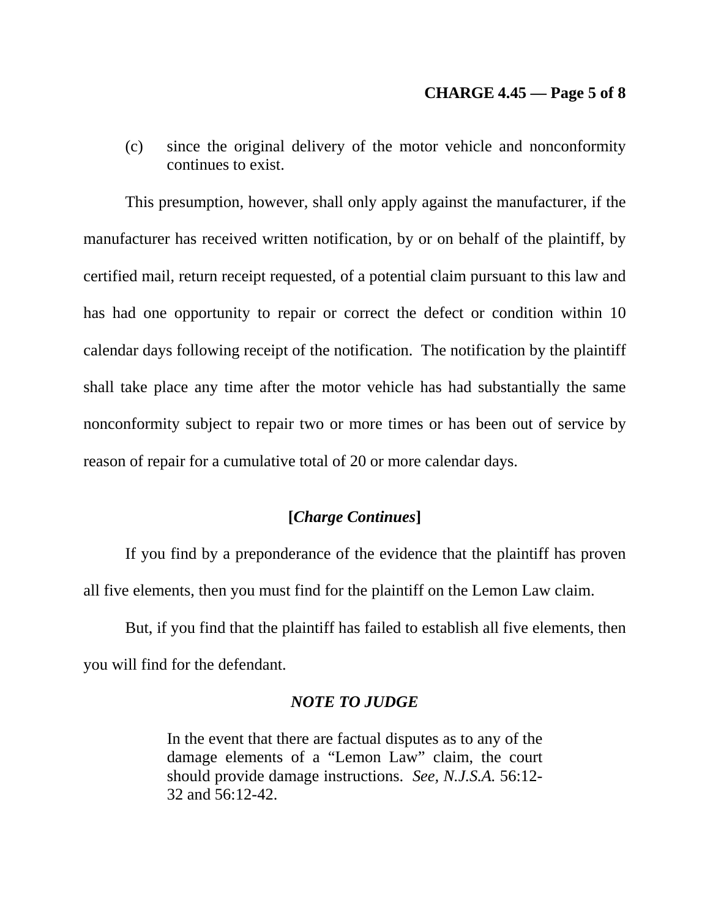(c) since the original delivery of the motor vehicle and nonconformity continues to exist.

This presumption, however, shall only apply against the manufacturer, if the manufacturer has received written notification, by or on behalf of the plaintiff, by certified mail, return receipt requested, of a potential claim pursuant to this law and has had one opportunity to repair or correct the defect or condition within 10 calendar days following receipt of the notification. The notification by the plaintiff shall take place any time after the motor vehicle has had substantially the same nonconformity subject to repair two or more times or has been out of service by reason of repair for a cumulative total of 20 or more calendar days.

**[*Charge Continues*]**

If you find by a preponderance of the evidence that the plaintiff has proven all five elements, then you must find for the plaintiff on the Lemon Law claim.

But, if you find that the plaintiff has failed to establish all five elements, then you will find for the defendant.

***NOTE TO JUDGE***

> In the event that there are factual disputes as to any of the damage elements of a "Lemon Law" claim, the court should provide damage instructions. *See, N.J.S.A.* 56:12-32 and 56:12-42.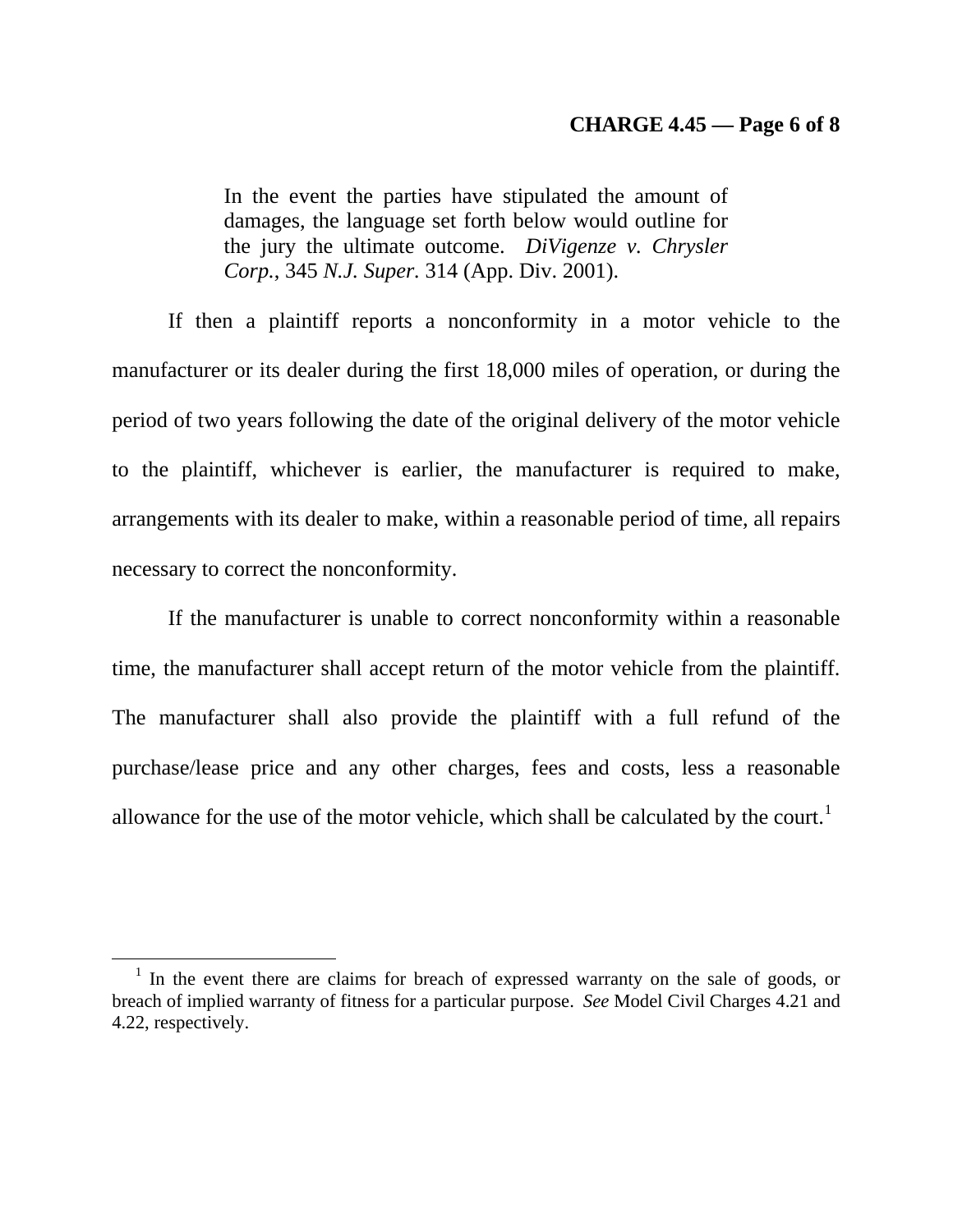> In the event the parties have stipulated the amount of damages, the language set forth below would outline for the jury the ultimate outcome. *DiVigenze v. Chrysler Corp.*, 345 *N.J. Super.* 314 (App. Div. 2001).

If then a plaintiff reports a nonconformity in a motor vehicle to the manufacturer or its dealer during the first 18,000 miles of operation, or during the period of two years following the date of the original delivery of the motor vehicle to the plaintiff, whichever is earlier, the manufacturer is required to make, arrangements with its dealer to make, within a reasonable period of time, all repairs necessary to correct the nonconformity.

If the manufacturer is unable to correct nonconformity within a reasonable time, the manufacturer shall accept return of the motor vehicle from the plaintiff. The manufacturer shall also provide the plaintiff with a full refund of the purchase/lease price and any other charges, fees and costs, less a reasonable allowance for the use of the motor vehicle, which shall be calculated by the court.[1]

---

[1] In the event there are claims for breach of expressed warranty on the sale of goods, or breach of implied warranty of fitness for a particular purpose. *See* Model Civil Charges 4.21 and 4.22, respectively.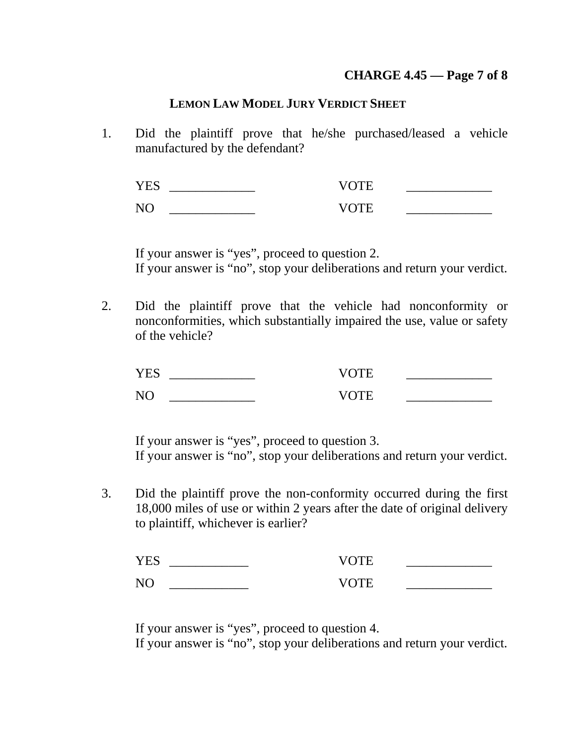## LEMON LAW MODEL JURY VERDICT SHEET

1. Did the plaintiff prove that he/she purchased/leased a vehicle manufactured by the defendant?

   YES _____________ VOTE _____________

   NO _____________ VOTE _____________

   If your answer is "yes", proceed to question 2.
   If your answer is "no", stop your deliberations and return your verdict.

2. Did the plaintiff prove that the vehicle had nonconformity or nonconformities, which substantially impaired the use, value or safety of the vehicle?

   YES _____________ VOTE _____________

   NO _____________ VOTE _____________

   If your answer is "yes", proceed to question 3.
   If your answer is "no", stop your deliberations and return your verdict.

3. Did the plaintiff prove the non-conformity occurred during the first 18,000 miles of use or within 2 years after the date of original delivery to plaintiff, whichever is earlier?

   YES ____________ VOTE _____________

   NO ____________ VOTE _____________

   If your answer is "yes", proceed to question 4.
   If your answer is "no", stop your deliberations and return your verdict.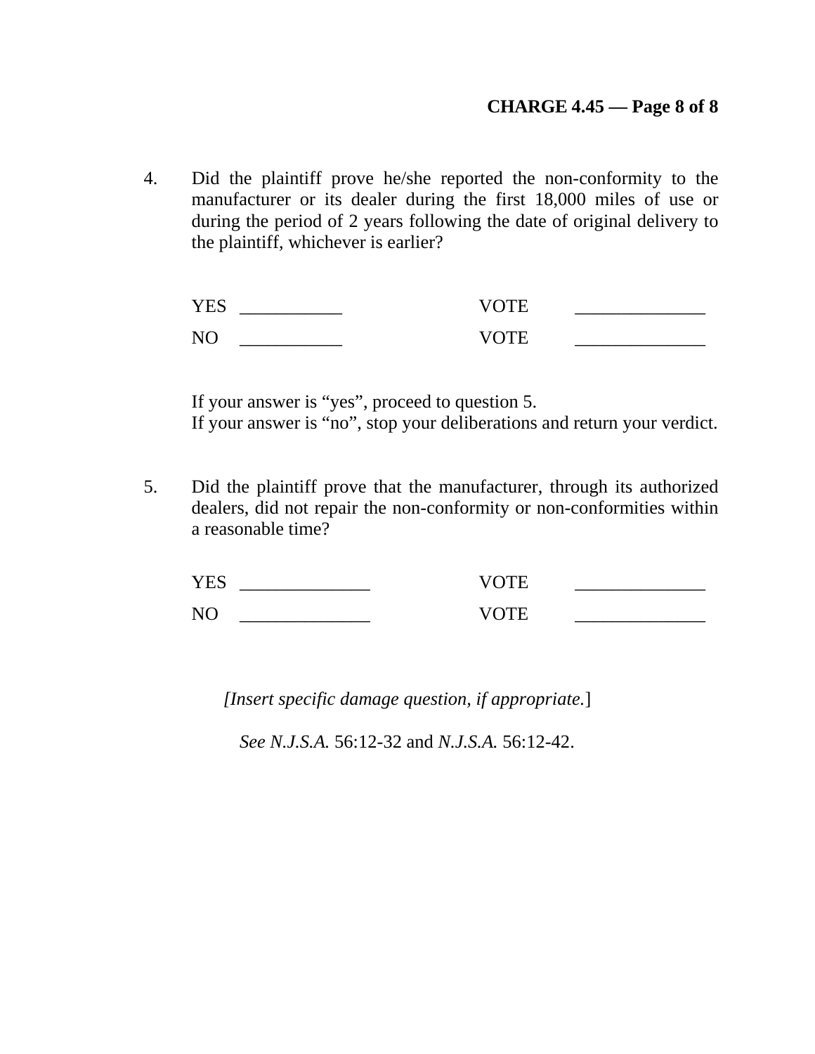4. Did the plaintiff prove he/she reported the non-conformity to the manufacturer or its dealer during the first 18,000 miles of use or during the period of 2 years following the date of original delivery to the plaintiff, whichever is earlier?

   YES ___________ VOTE ______________

   NO ___________ VOTE ______________

   If your answer is "yes", proceed to question 5.
   If your answer is "no", stop your deliberations and return your verdict.

5. Did the plaintiff prove that the manufacturer, through its authorized dealers, did not repair the non-conformity or non-conformities within a reasonable time?

   YES ______________ VOTE ______________

   NO ______________ VOTE ______________

*[Insert specific damage question, if appropriate.*]

*See N.J.S.A.* 56:12-32 and *N.J.S.A.* 56:12-42.